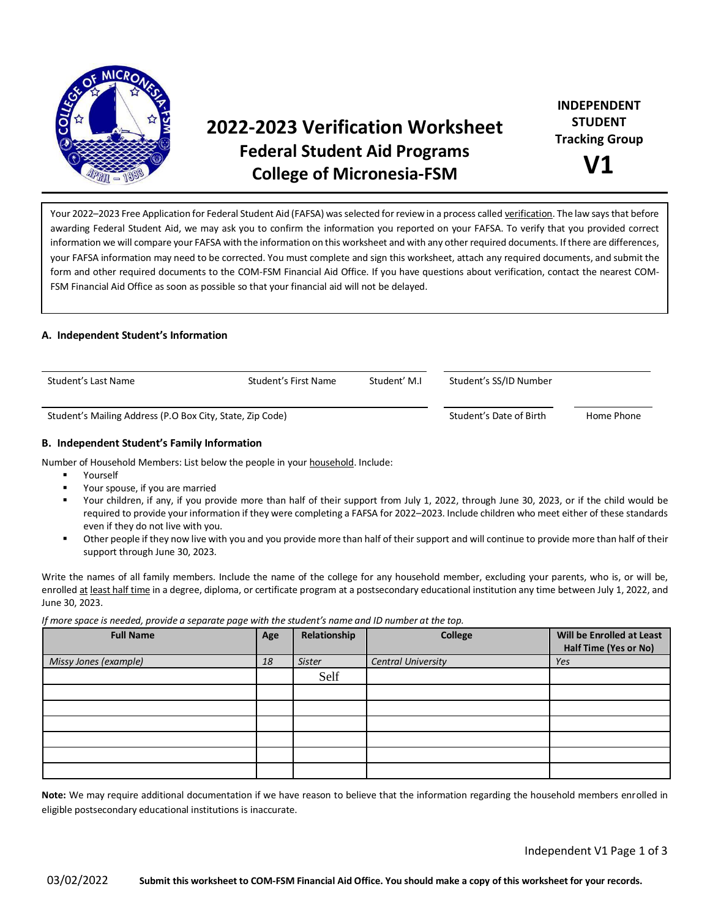# 2022-2023 Verification Worksheet

## Federal Student Aid Programs

## College of Micronesia-FSM

**INDEPENDENT STUDENT Tracking Group**

**V1**

Your 2022–2023 Free Application for Federal Student Aid (FAFSA) was selected for review in a process called verification. The law says that before awarding Federal Student Aid, we may ask you to confirm the information you reported on your FAFSA. To verify that you provided correct information we will compare your FAFSA with the information on this worksheet and with any other required documents. If there are differences, your FAFSA information may need to be corrected. You must complete and sign this worksheet, attach any required documents, and submit the form and other required documents to the COM-FSM Financial Aid Office. If you have questions about verification, contact the nearest COM-FSM Financial Aid Office as soon as possible so that your financial aid will not be delayed.

### A. Independent Student's Information

Student's Last Name ______ Student's First Name ______ Student' M.I ______ Student's SS/ID Number ______

Student's Mailing Address (P.O Box City, State, Zip Code) ______ Student's Date of Birth ______ Home Phone ______

### B. Independent Student's Family Information

Number of Household Members: List below the people in your household. Include:

- Yourself
- Your spouse, if you are married
- Your children, if any, if you provide more than half of their support from July 1, 2022, through June 30, 2023, or if the child would be required to provide your information if they were completing a FAFSA for 2022–2023. Include children who meet either of these standards even if they do not live with you.
- Other people if they now live with you and you provide more than half of their support and will continue to provide more than half of their support through June 30, 2023.

Write the names of all family members. Include the name of the college for any household member, excluding your parents, who is, or will be, enrolled at least half time in a degree, diploma, or certificate program at a postsecondary educational institution any time between July 1, 2022, and June 30, 2023.

*If more space is needed, provide a separate page with the student's name and ID number at the top.*

| Full Name | Age | Relationship | College | Will be Enrolled at Least Half Time (Yes or No) |
|---|---|---|---|---|
| *Missy Jones (example)* | *18* | *Sister* | *Central University* | *Yes* |
| | | Self | | |
| | | | | |
| | | | | |
| | | | | |
| | | | | |
| | | | | |
| | | | | |

**Note:** We may require additional documentation if we have reason to believe that the information regarding the household members enrolled in eligible postsecondary educational institutions is inaccurate.

03/02/2022 **Submit this worksheet to COM-FSM Financial Aid Office. You should make a copy of this worksheet for your records.**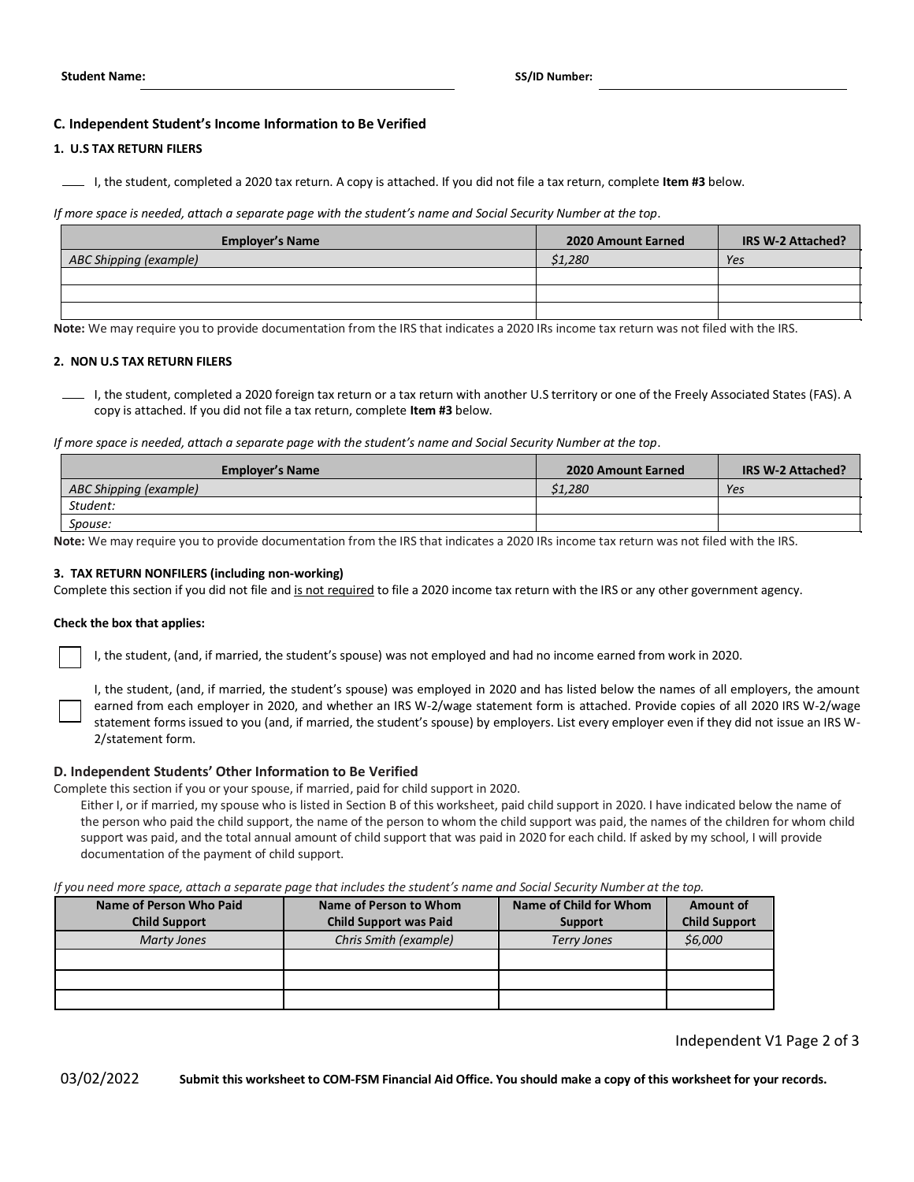**Student Name:** ______________________________ **SS/ID Number:** ______________________________

### C. Independent Student's Income Information to Be Verified

#### 1. U.S TAX RETURN FILERS

____ I, the student, completed a 2020 tax return. A copy is attached. If you did not file a tax return, complete **Item #3** below.

*If more space is needed, attach a separate page with the student's name and Social Security Number at the top.*

| Employer's Name | 2020 Amount Earned | IRS W-2 Attached? |
|---|---|---|
| *ABC Shipping (example)* | *$1,280* | *Yes* |
| | | |
| | | |
| | | |

**Note:** We may require you to provide documentation from the IRS that indicates a 2020 IRs income tax return was not filed with the IRS.

#### 2. NON U.S TAX RETURN FILERS

____ I, the student, completed a 2020 foreign tax return or a tax return with another U.S territory or one of the Freely Associated States (FAS). A copy is attached. If you did not file a tax return, complete **Item #3** below.

*If more space is needed, attach a separate page with the student's name and Social Security Number at the top.*

| Employer's Name | 2020 Amount Earned | IRS W-2 Attached? |
|---|---|---|
| *ABC Shipping (example)* | *$1,280* | *Yes* |
| *Student:* | | |
| *Spouse:* | | |

**Note:** We may require you to provide documentation from the IRS that indicates a 2020 IRs income tax return was not filed with the IRS.

#### 3. TAX RETURN NONFILERS (including non-working)

Complete this section if you did not file and is not required to file a 2020 income tax return with the IRS or any other government agency.

**Check the box that applies:**

☐ I, the student, (and, if married, the student's spouse) was not employed and had no income earned from work in 2020.

☐ I, the student, (and, if married, the student's spouse) was employed in 2020 and has listed below the names of all employers, the amount earned from each employer in 2020, and whether an IRS W-2/wage statement form is attached. Provide copies of all 2020 IRS W-2/wage statement forms issued to you (and, if married, the student's spouse) by employers. List every employer even if they did not issue an IRS W-2/statement form.

### D. Independent Students' Other Information to Be Verified

Complete this section if you or your spouse, if married, paid for child support in 2020.

Either I, or if married, my spouse who is listed in Section B of this worksheet, paid child support in 2020. I have indicated below the name of the person who paid the child support, the name of the person to whom the child support was paid, the names of the children for whom child support was paid, and the total annual amount of child support that was paid in 2020 for each child. If asked by my school, I will provide documentation of the payment of child support.

*If you need more space, attach a separate page that includes the student's name and Social Security Number at the top.*

| Name of Person Who Paid Child Support | Name of Person to Whom Child Support was Paid | Name of Child for Whom Support | Amount of Child Support |
|---|---|---|---|
| *Marty Jones* | *Chris Smith (example)* | *Terry Jones* | *$6,000* |
| | | | |
| | | | |
| | | | |

Independent V1

03/02/2022 **Submit this worksheet to COM-FSM Financial Aid Office. You should make a copy of this worksheet for your records.**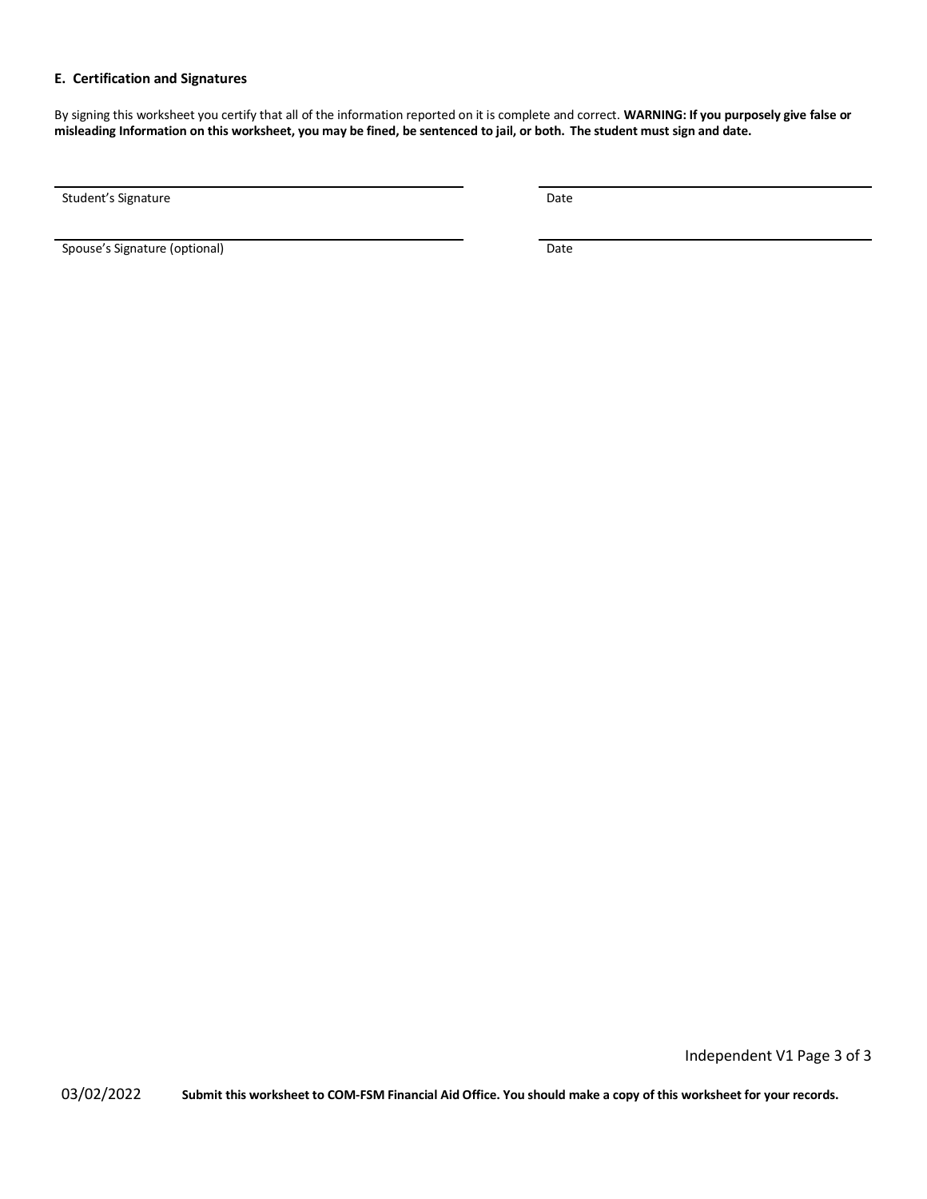### E. Certification and Signatures

By signing this worksheet you certify that all of the information reported on it is complete and correct. **WARNING: If you purposely give false or misleading Information on this worksheet, you may be fined, be sentenced to jail, or both. The student must sign and date.**

| | |
|---|---|
| Student's Signature | Date |
| Spouse's Signature (optional) | Date |

03/02/2022 **Submit this worksheet to COM-FSM Financial Aid Office. You should make a copy of this worksheet for your records.**